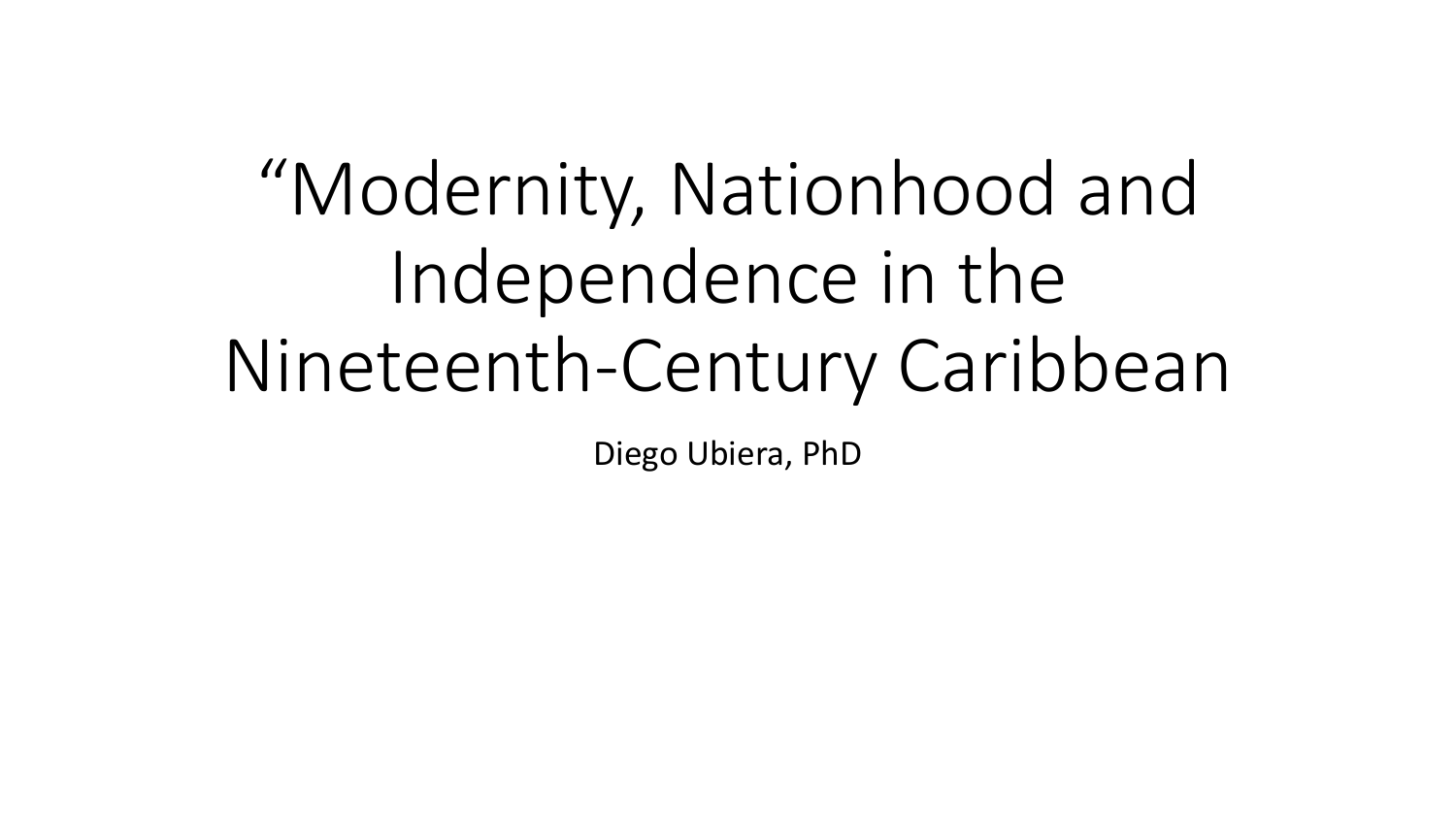# “Modernity, Nationhood and Independence in the Nineteenth-Century Caribbean

Diego Ubiera, PhD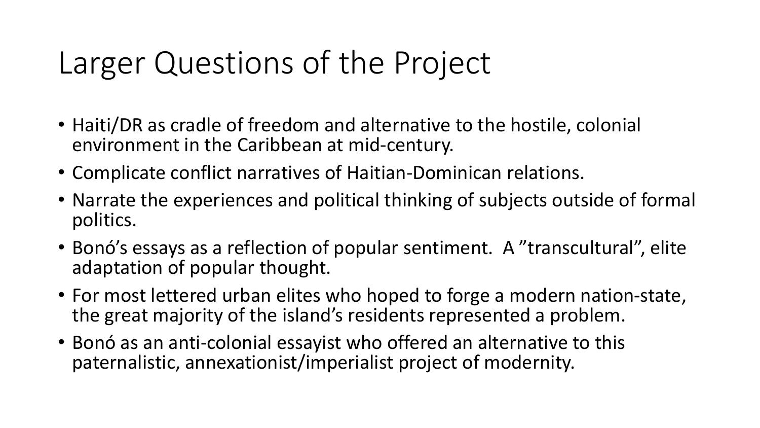# Larger Questions of the Project

- Haiti/DR as cradle of freedom and alternative to the hostile, colonial environment in the Caribbean at mid-century.
- Complicate conflict narratives of Haitian-Dominican relations.
- Narrate the experiences and political thinking of subjects outside of formal politics.
- Bonó's essays as a reflection of popular sentiment. A "transcultural", elite adaptation of popular thought.
- For most lettered urban elites who hoped to forge a modern nation-state, the great majority of the island's residents represented a problem.
- Bonó as an anti-colonial essayist who offered an alternative to this paternalistic, annexationist/imperialist project of modernity.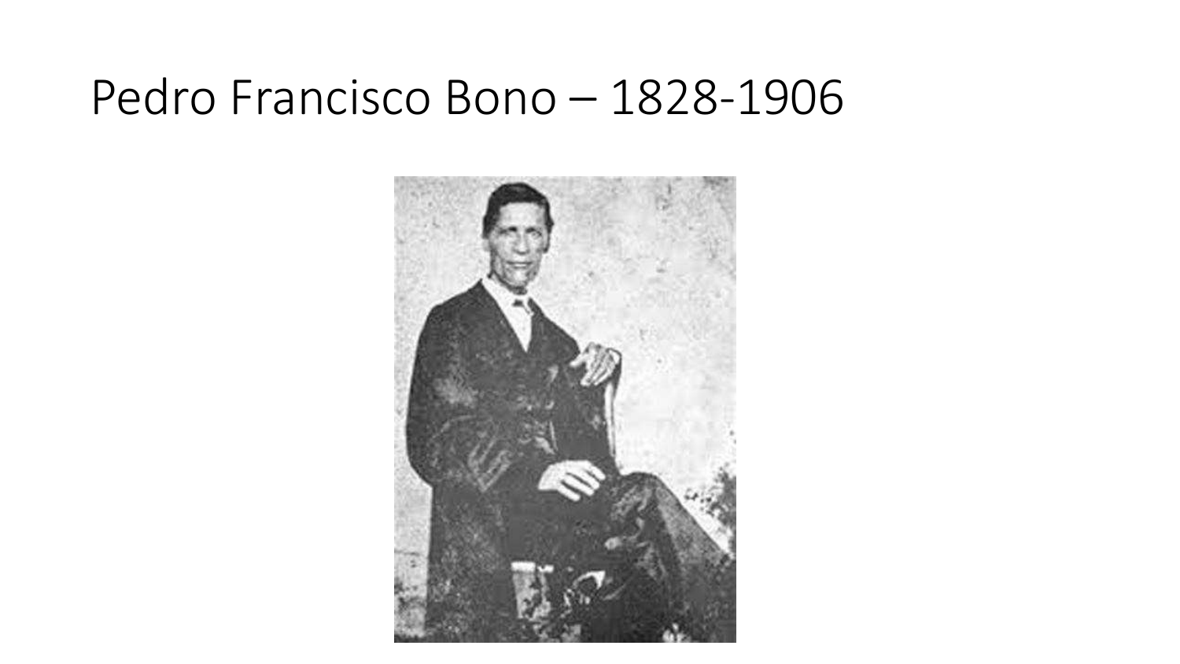# Pedro Francisco Bono – 1828-1906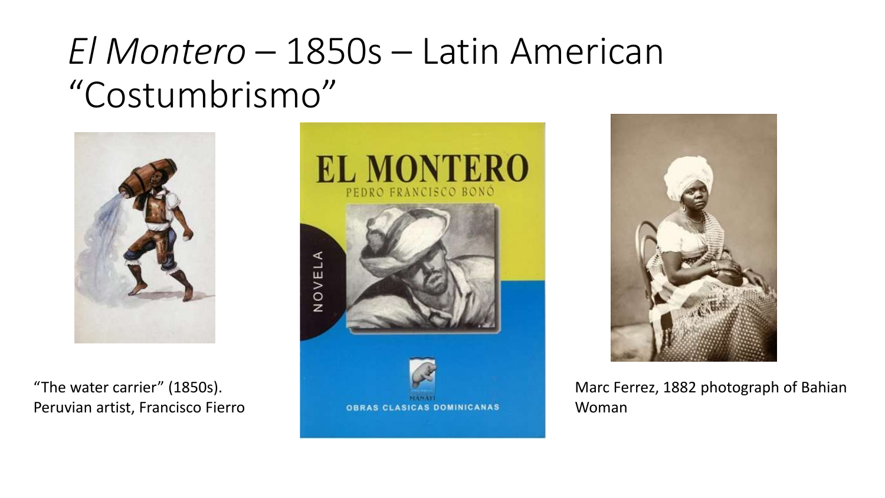# *El Montero* – 1850s – Latin American "Costumbrismo"

"The water carrier" (1850s). Peruvian artist, Francisco Fierro

Marc Ferrez, 1882 photograph of Bahian Woman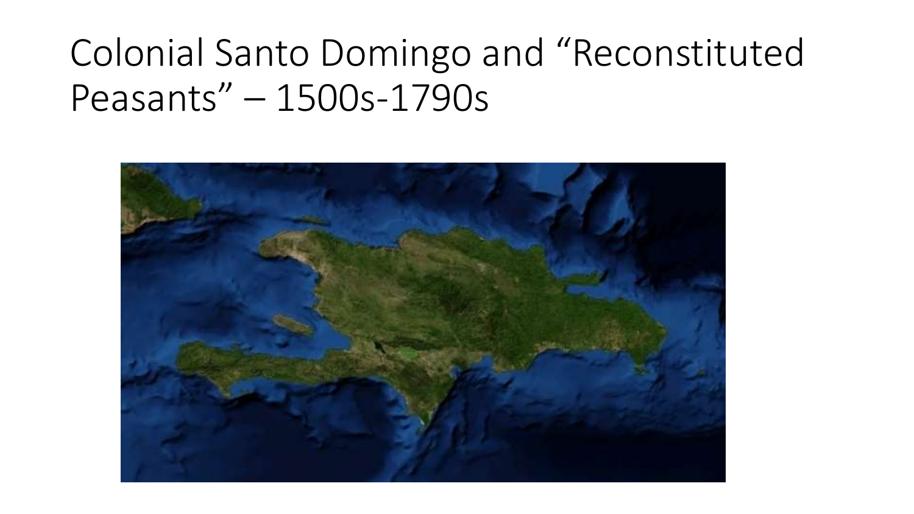# Colonial Santo Domingo and “Reconstituted Peasants” – 1500s-1790s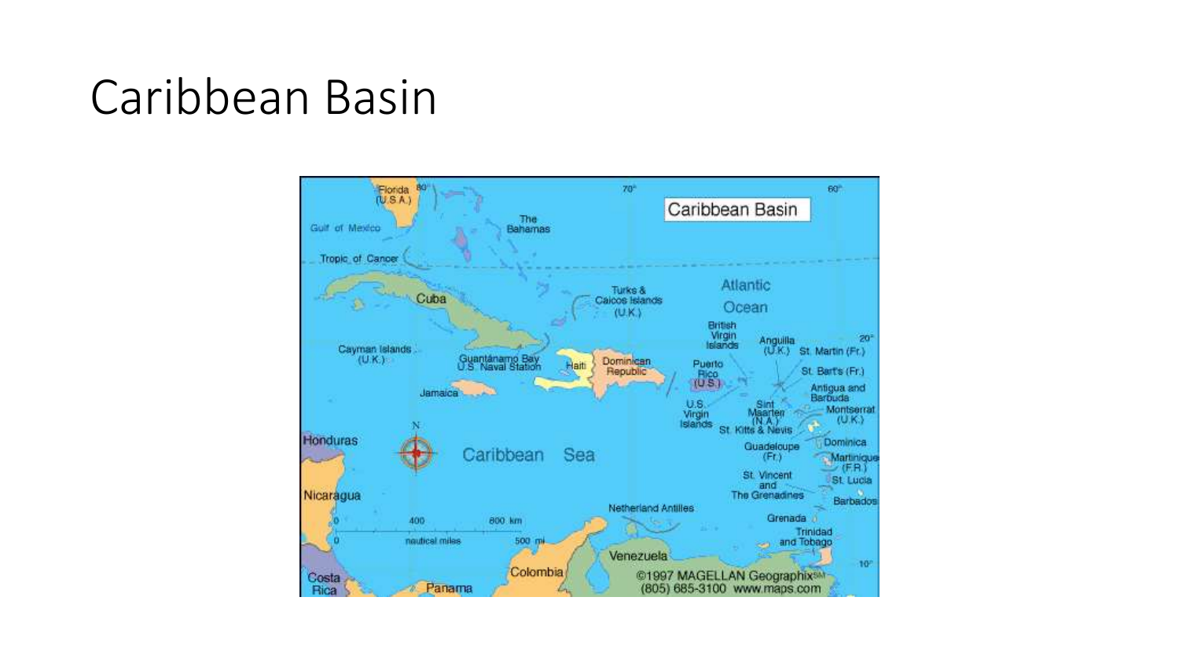# Caribbean Basin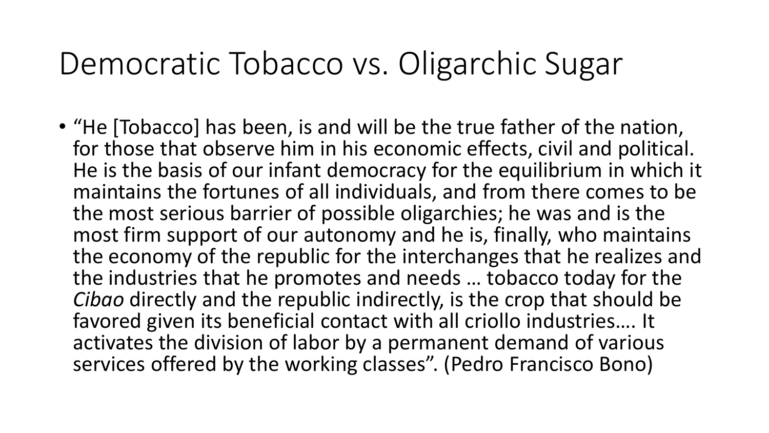# Democratic Tobacco vs. Oligarchic Sugar

- "He [Tobacco] has been, is and will be the true father of the nation, for those that observe him in his economic effects, civil and political. He is the basis of our infant democracy for the equilibrium in which it maintains the fortunes of all individuals, and from there comes to be the most serious barrier of possible oligarchies; he was and is the most firm support of our autonomy and he is, finally, who maintains the economy of the republic for the interchanges that he realizes and the industries that he promotes and needs … tobacco today for the *Cibao* directly and the republic indirectly, is the crop that should be favored given its beneficial contact with all criollo industries…. It activates the division of labor by a permanent demand of various services offered by the working classes". (Pedro Francisco Bono)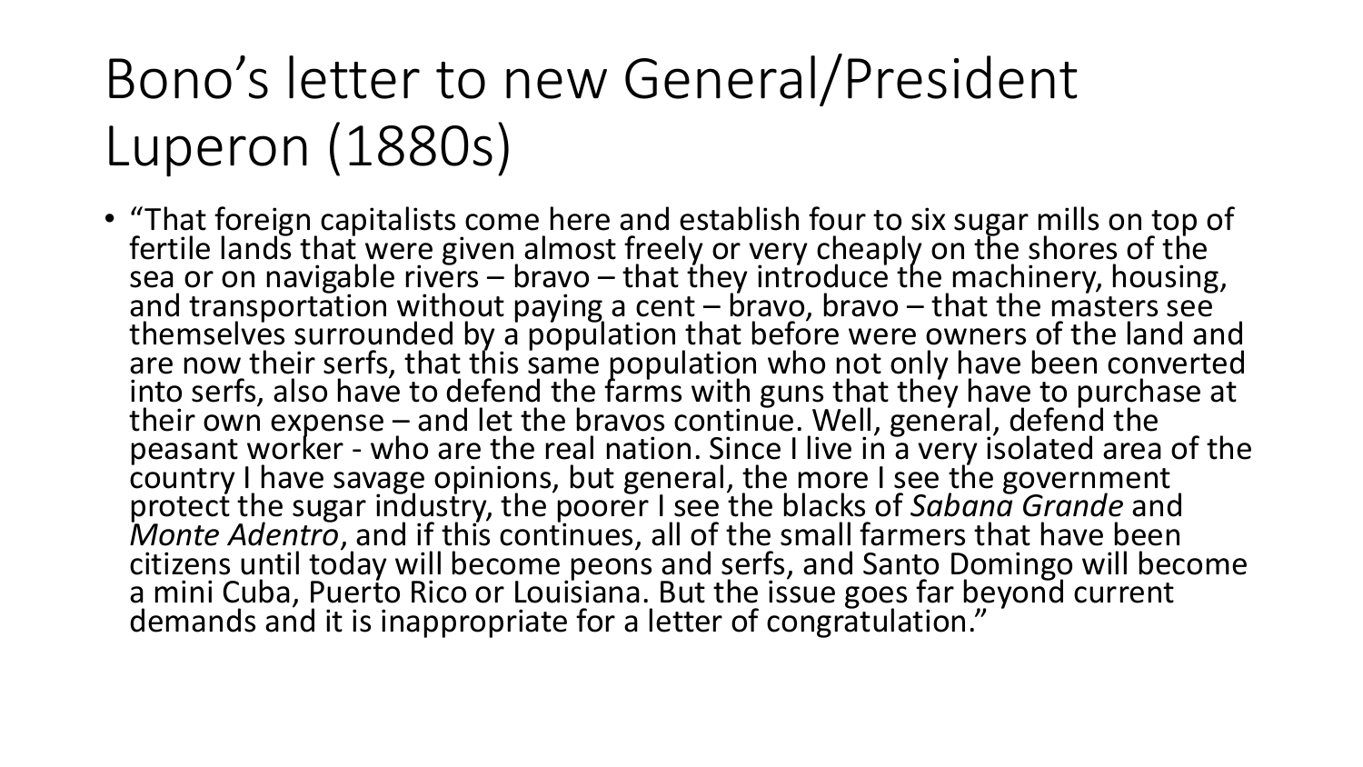# Bono's letter to new General/President Luperon (1880s)

- "That foreign capitalists come here and establish four to six sugar mills on top of fertile lands that were given almost freely or very cheaply on the shores of the sea or on navigable rivers – bravo – that they introduce the machinery, housing, and transportation without paying a cent – bravo, bravo – that the masters see themselves surrounded by a population that before were owners of the land and are now their serfs, that this same population who not only have been converted into serfs, also have to defend the farms with guns that they have to purchase at their own expense – and let the bravos continue. Well, general, defend the peasant worker - who are the real nation. Since I live in a very isolated area of the country I have savage opinions, but general, the more I see the government protect the sugar industry, the poorer I see the blacks of *Sabana Grande* and *Monte Adentro*, and if this continues, all of the small farmers that have been citizens until today will become peons and serfs, and Santo Domingo will become a mini Cuba, Puerto Rico or Louisiana. But the issue goes far beyond current demands and it is inappropriate for a letter of congratulation."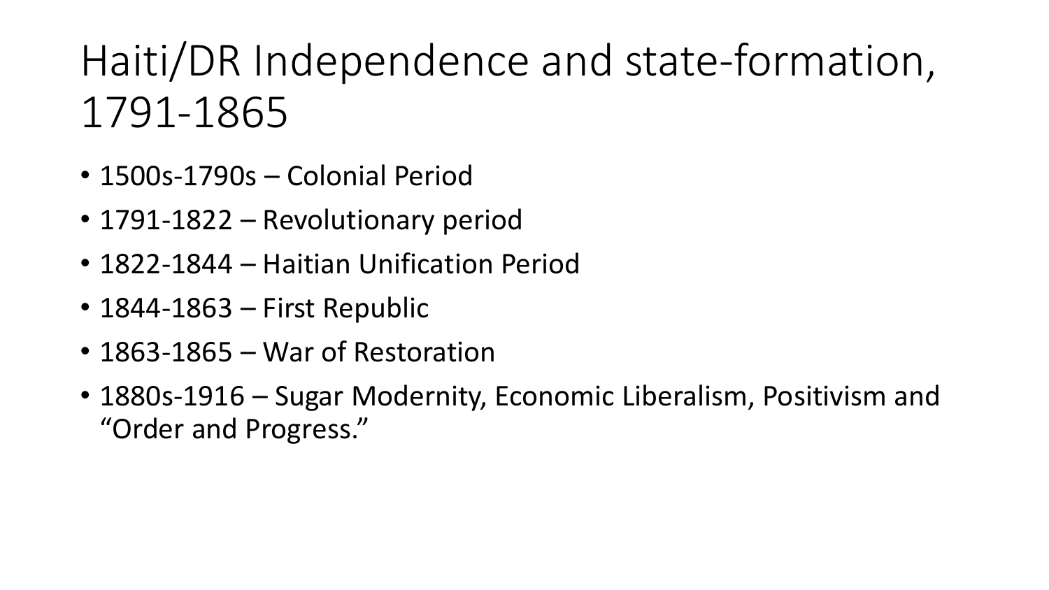# Haiti/DR Independence and state-formation, 1791-1865

- 1500s-1790s – Colonial Period
- 1791-1822 – Revolutionary period
- 1822-1844 – Haitian Unification Period
- 1844-1863 – First Republic
- 1863-1865 – War of Restoration
- 1880s-1916 – Sugar Modernity, Economic Liberalism, Positivism and "Order and Progress."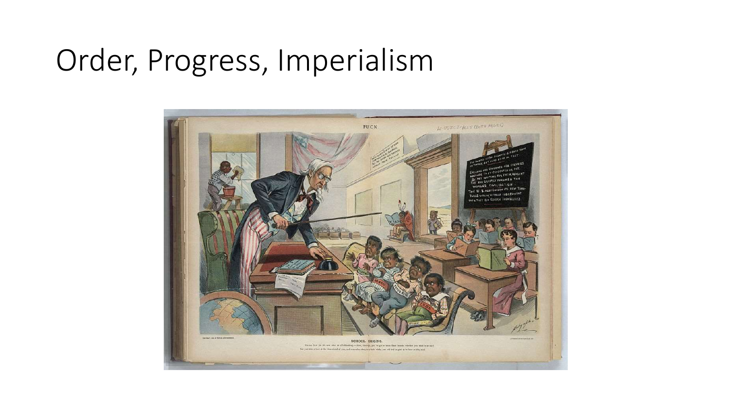# Order, Progress, Imperialism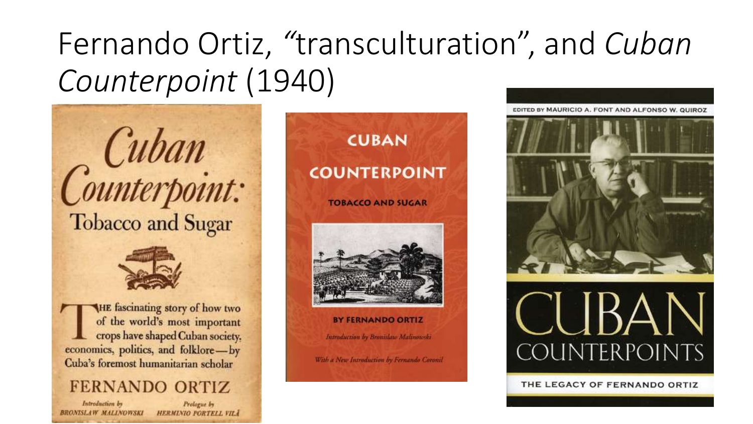# Fernando Ortiz, *"transculturation"*, and *Cuban Counterpoint* (1940)

*Cuban Counterpoint:* Tobacco and Sugar

THE fascinating story of how two of the world's most important crops have shaped Cuban society, economics, politics, and folklore—by Cuba's foremost humanitarian scholar

FERNANDO ORTIZ

*Introduction by* BRONISLAW MALINOWSKI

*Prologue by* HERMINIO PORTELL VILÁ

CUBAN COUNTERPOINT

TOBACCO AND SUGAR

BY FERNANDO ORTIZ

*Introduction by Bronislaw Malinowski*

*With a New Introduction by Fernando Coronil*

EDITED BY MAURICIO A. FONT AND ALFONSO W. QUIROZ

CUBAN COUNTERPOINTS

THE LEGACY OF FERNANDO ORTIZ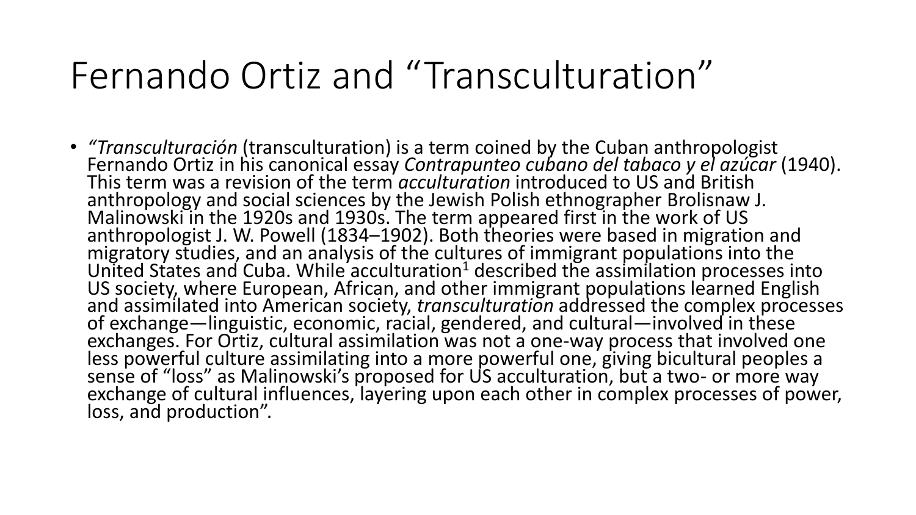# Fernando Ortiz and "Transculturation"

- *"Transculturación* (transculturation) is a term coined by the Cuban anthropologist Fernando Ortiz in his canonical essay *Contrapunteo cubano del tabaco y el azúcar* (1940). This term was a revision of the term *acculturation* introduced to US and British anthropology and social sciences by the Jewish Polish ethnographer Brolisnaw J. Malinowski in the 1920s and 1930s. The term appeared first in the work of US anthropologist J. W. Powell (1834–1902). Both theories were based in migration and migratory studies, and an analysis of the cultures of immigrant populations into the United States and Cuba. While acculturation[1] described the assimilation processes into US society, where European, African, and other immigrant populations learned English and assimilated into American society, *transculturation* addressed the complex processes of exchange—linguistic, economic, racial, gendered, and cultural—involved in these exchanges. For Ortiz, cultural assimilation was not a one-way process that involved one less powerful culture assimilating into a more powerful one, giving bicultural peoples a sense of "loss" as Malinowski's proposed for US acculturation, but a two- or more way exchange of cultural influences, layering upon each other in complex processes of power, loss, and production".